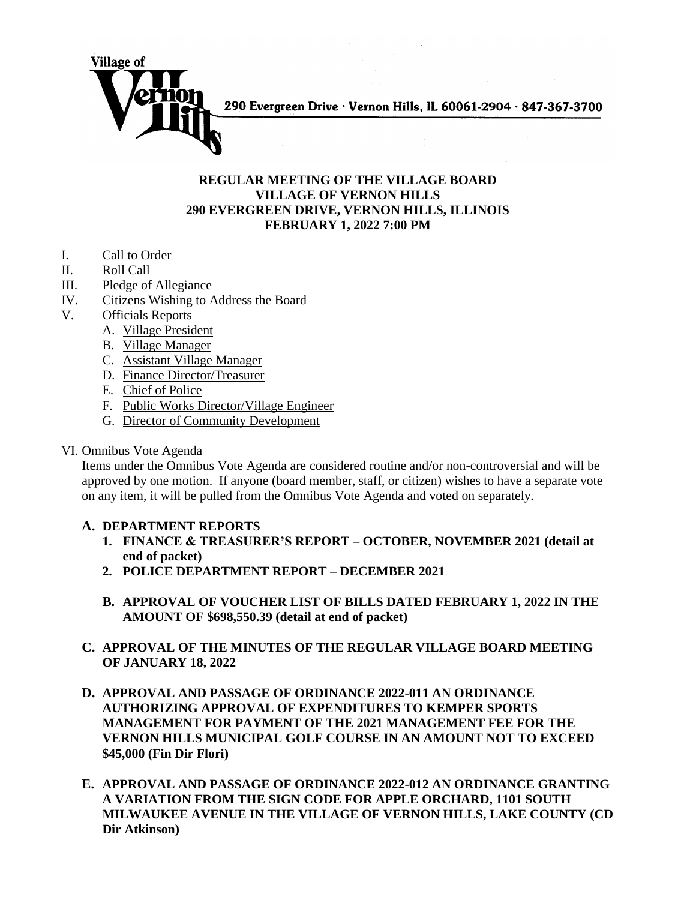Village of Vernon Hills

290 Evergreen Drive · Vernon Hills, IL 60061-2904 · 847-367-3700

**REGULAR MEETING OF THE VILLAGE BOARD**
**VILLAGE OF VERNON HILLS**
**290 EVERGREEN DRIVE, VERNON HILLS, ILLINOIS**
**FEBRUARY 1, 2022 7:00 PM**

I. Call to Order
II. Roll Call
III. Pledge of Allegiance
IV. Citizens Wishing to Address the Board
V. Officials Reports
   A. Village President
   B. Village Manager
   C. Assistant Village Manager
   D. Finance Director/Treasurer
   E. Chief of Police
   F. Public Works Director/Village Engineer
   G. Director of Community Development

VI. Omnibus Vote Agenda

Items under the Omnibus Vote Agenda are considered routine and/or non-controversial and will be approved by one motion. If anyone (board member, staff, or citizen) wishes to have a separate vote on any item, it will be pulled from the Omnibus Vote Agenda and voted on separately.

**A. DEPARTMENT REPORTS**

1. **FINANCE & TREASURER'S REPORT – OCTOBER, NOVEMBER 2021 (detail at end of packet)**
2. **POLICE DEPARTMENT REPORT – DECEMBER 2021**

**B. APPROVAL OF VOUCHER LIST OF BILLS DATED FEBRUARY 1, 2022 IN THE AMOUNT OF $698,550.39 (detail at end of packet)**

**C. APPROVAL OF THE MINUTES OF THE REGULAR VILLAGE BOARD MEETING OF JANUARY 18, 2022**

**D. APPROVAL AND PASSAGE OF ORDINANCE 2022-011 AN ORDINANCE AUTHORIZING APPROVAL OF EXPENDITURES TO KEMPER SPORTS MANAGEMENT FOR PAYMENT OF THE 2021 MANAGEMENT FEE FOR THE VERNON HILLS MUNICIPAL GOLF COURSE IN AN AMOUNT NOT TO EXCEED $45,000 (Fin Dir Flori)**

**E. APPROVAL AND PASSAGE OF ORDINANCE 2022-012 AN ORDINANCE GRANTING A VARIATION FROM THE SIGN CODE FOR APPLE ORCHARD, 1101 SOUTH MILWAUKEE AVENUE IN THE VILLAGE OF VERNON HILLS, LAKE COUNTY (CD Dir Atkinson)**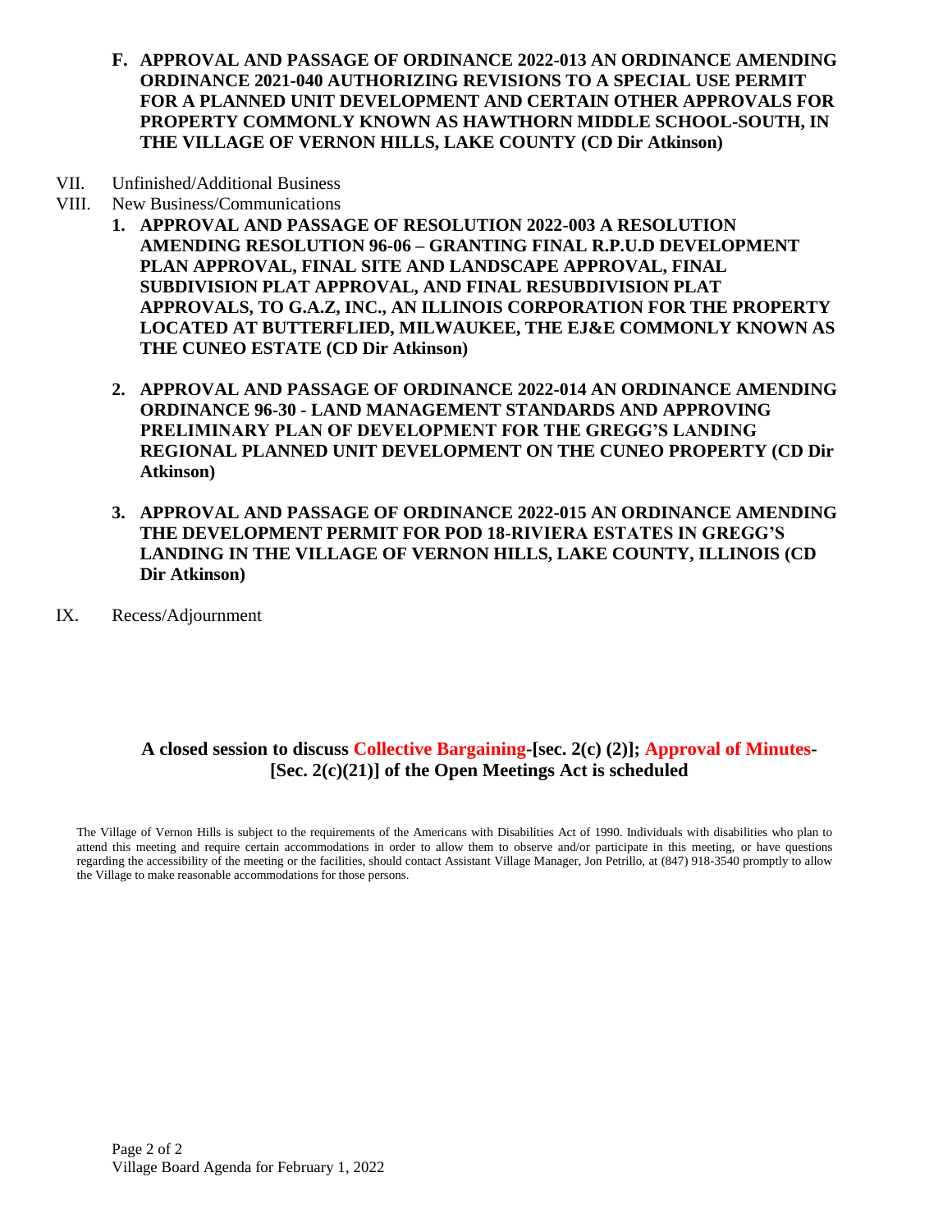F. **APPROVAL AND PASSAGE OF ORDINANCE 2022-013 AN ORDINANCE AMENDING ORDINANCE 2021-040 AUTHORIZING REVISIONS TO A SPECIAL USE PERMIT FOR A PLANNED UNIT DEVELOPMENT AND CERTAIN OTHER APPROVALS FOR PROPERTY COMMONLY KNOWN AS HAWTHORN MIDDLE SCHOOL-SOUTH, IN THE VILLAGE OF VERNON HILLS, LAKE COUNTY (CD Dir Atkinson)**

VII. Unfinished/Additional Business

VIII. New Business/Communications

1. **APPROVAL AND PASSAGE OF RESOLUTION 2022-003 A RESOLUTION AMENDING RESOLUTION 96-06 – GRANTING FINAL R.P.U.D DEVELOPMENT PLAN APPROVAL, FINAL SITE AND LANDSCAPE APPROVAL, FINAL SUBDIVISION PLAT APPROVAL, AND FINAL RESUBDIVISION PLAT APPROVALS, TO G.A.Z, INC., AN ILLINOIS CORPORATION FOR THE PROPERTY LOCATED AT BUTTERFLIED, MILWAUKEE, THE EJ&E COMMONLY KNOWN AS THE CUNEO ESTATE (CD Dir Atkinson)**

2. **APPROVAL AND PASSAGE OF ORDINANCE 2022-014 AN ORDINANCE AMENDING ORDINANCE 96-30 - LAND MANAGEMENT STANDARDS AND APPROVING PRELIMINARY PLAN OF DEVELOPMENT FOR THE GREGG'S LANDING REGIONAL PLANNED UNIT DEVELOPMENT ON THE CUNEO PROPERTY (CD Dir Atkinson)**

3. **APPROVAL AND PASSAGE OF ORDINANCE 2022-015 AN ORDINANCE AMENDING THE DEVELOPMENT PERMIT FOR POD 18-RIVIERA ESTATES IN GREGG'S LANDING IN THE VILLAGE OF VERNON HILLS, LAKE COUNTY, ILLINOIS (CD Dir Atkinson)**

IX. Recess/Adjournment

**A closed session to discuss Collective Bargaining-[sec. 2(c) (2)]; Approval of Minutes-[Sec. 2(c)(21)] of the Open Meetings Act is scheduled**

The Village of Vernon Hills is subject to the requirements of the Americans with Disabilities Act of 1990. Individuals with disabilities who plan to attend this meeting and require certain accommodations in order to allow them to observe and/or participate in this meeting, or have questions regarding the accessibility of the meeting or the facilities, should contact Assistant Village Manager, Jon Petrillo, at (847) 918-3540 promptly to allow the Village to make reasonable accommodations for those persons.